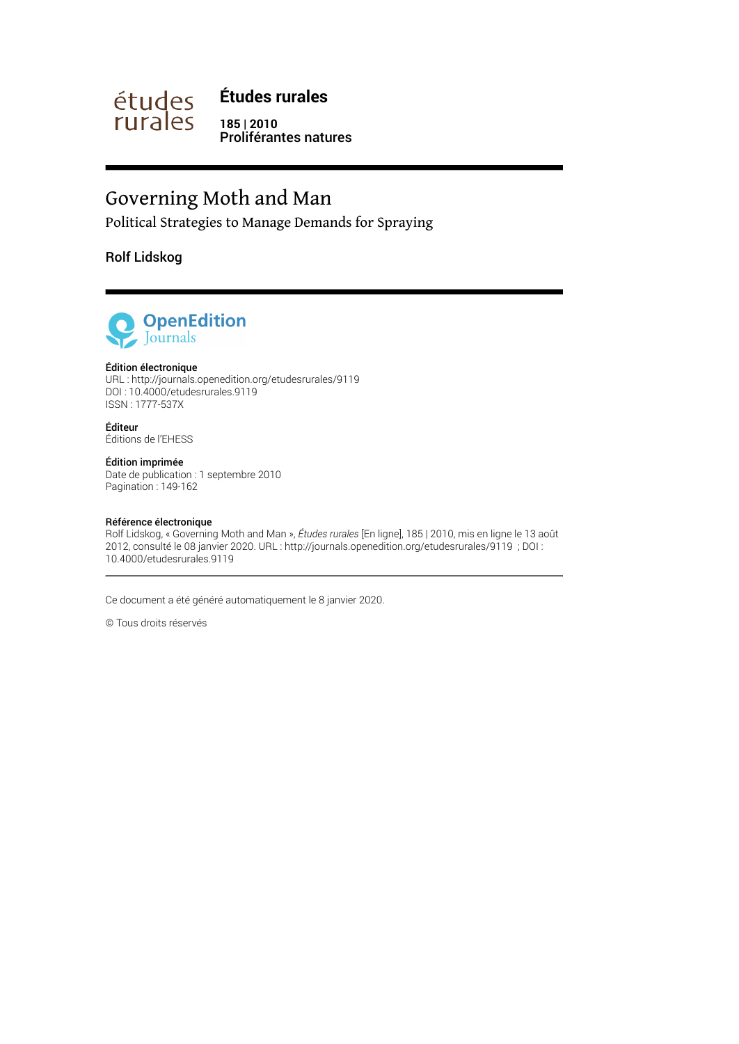études rurales

**Études rurales**

**185 | 2010**
**Proliférantes natures**

# Governing Moth and Man

## Political Strategies to Manage Demands for Spraying

**Rolf Lidskog**

OpenEdition Journals

**Édition électronique**
URL : http://journals.openedition.org/etudesrurales/9119
DOI : 10.4000/etudesrurales.9119
ISSN : 1777-537X

**Éditeur**
Éditions de l'EHESS

**Édition imprimée**
Date de publication : 1 septembre 2010
Pagination : 149-162

**Référence électronique**
Rolf Lidskog, « Governing Moth and Man », *Études rurales* [En ligne], 185 | 2010, mis en ligne le 13 août 2012, consulté le 08 janvier 2020. URL : http://journals.openedition.org/etudesrurales/9119 ; DOI : 10.4000/etudesrurales.9119

---

Ce document a été généré automatiquement le 8 janvier 2020.

© Tous droits réservés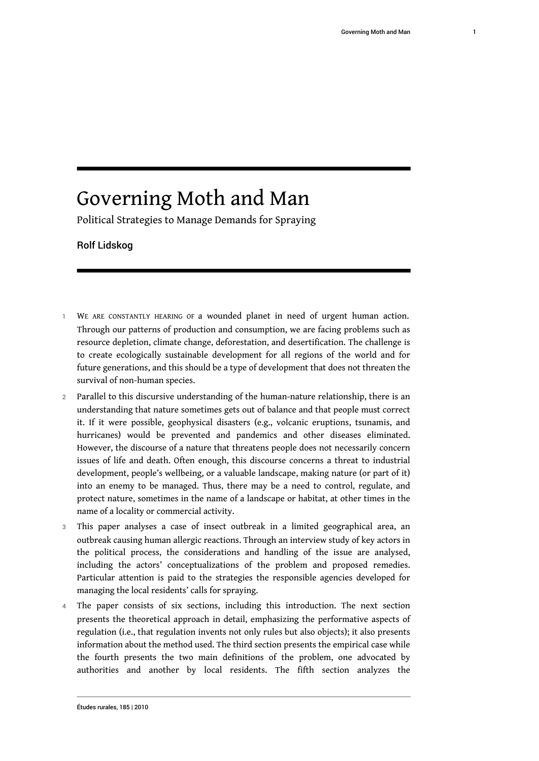# Governing Moth and Man

Political Strategies to Manage Demands for Spraying

**Rolf Lidskog**

1 We are constantly hearing of a wounded planet in need of urgent human action. Through our patterns of production and consumption, we are facing problems such as resource depletion, climate change, deforestation, and desertification. The challenge is to create ecologically sustainable development for all regions of the world and for future generations, and this should be a type of development that does not threaten the survival of non-human species.

2 Parallel to this discursive understanding of the human-nature relationship, there is an understanding that nature sometimes gets out of balance and that people must correct it. If it were possible, geophysical disasters (e.g., volcanic eruptions, tsunamis, and hurricanes) would be prevented and pandemics and other diseases eliminated. However, the discourse of a nature that threatens people does not necessarily concern issues of life and death. Often enough, this discourse concerns a threat to industrial development, people's wellbeing, or a valuable landscape, making nature (or part of it) into an enemy to be managed. Thus, there may be a need to control, regulate, and protect nature, sometimes in the name of a landscape or habitat, at other times in the name of a locality or commercial activity.

3 This paper analyses a case of insect outbreak in a limited geographical area, an outbreak causing human allergic reactions. Through an interview study of key actors in the political process, the considerations and handling of the issue are analysed, including the actors' conceptualizations of the problem and proposed remedies. Particular attention is paid to the strategies the responsible agencies developed for managing the local residents' calls for spraying.

4 The paper consists of six sections, including this introduction. The next section presents the theoretical approach in detail, emphasizing the performative aspects of regulation (i.e., that regulation invents not only rules but also objects); it also presents information about the method used. The third section presents the empirical case while the fourth presents the two main definitions of the problem, one advocated by authorities and another by local residents. The fifth section analyzes the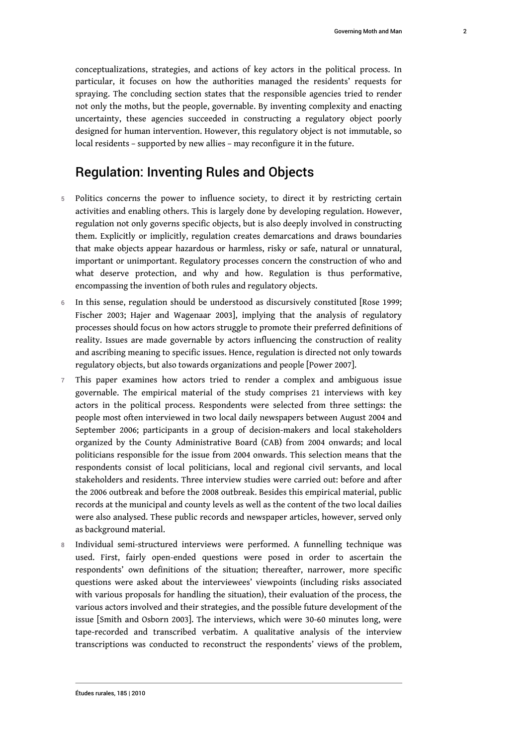conceptualizations, strategies, and actions of key actors in the political process. In particular, it focuses on how the authorities managed the residents' requests for spraying. The concluding section states that the responsible agencies tried to render not only the moths, but the people, governable. By inventing complexity and enacting uncertainty, these agencies succeeded in constructing a regulatory object poorly designed for human intervention. However, this regulatory object is not immutable, so local residents – supported by new allies – may reconfigure it in the future.

## Regulation: Inventing Rules and Objects

5 Politics concerns the power to influence society, to direct it by restricting certain activities and enabling others. This is largely done by developing regulation. However, regulation not only governs specific objects, but is also deeply involved in constructing them. Explicitly or implicitly, regulation creates demarcations and draws boundaries that make objects appear hazardous or harmless, risky or safe, natural or unnatural, important or unimportant. Regulatory processes concern the construction of who and what deserve protection, and why and how. Regulation is thus performative, encompassing the invention of both rules and regulatory objects.

6 In this sense, regulation should be understood as discursively constituted [Rose 1999; Fischer 2003; Hajer and Wagenaar 2003], implying that the analysis of regulatory processes should focus on how actors struggle to promote their preferred definitions of reality. Issues are made governable by actors influencing the construction of reality and ascribing meaning to specific issues. Hence, regulation is directed not only towards regulatory objects, but also towards organizations and people [Power 2007].

7 This paper examines how actors tried to render a complex and ambiguous issue governable. The empirical material of the study comprises 21 interviews with key actors in the political process. Respondents were selected from three settings: the people most often interviewed in two local daily newspapers between August 2004 and September 2006; participants in a group of decision-makers and local stakeholders organized by the County Administrative Board (CAB) from 2004 onwards; and local politicians responsible for the issue from 2004 onwards. This selection means that the respondents consist of local politicians, local and regional civil servants, and local stakeholders and residents. Three interview studies were carried out: before and after the 2006 outbreak and before the 2008 outbreak. Besides this empirical material, public records at the municipal and county levels as well as the content of the two local dailies were also analysed. These public records and newspaper articles, however, served only as background material.

8 Individual semi-structured interviews were performed. A funnelling technique was used. First, fairly open-ended questions were posed in order to ascertain the respondents' own definitions of the situation; thereafter, narrower, more specific questions were asked about the interviewees' viewpoints (including risks associated with various proposals for handling the situation), their evaluation of the process, the various actors involved and their strategies, and the possible future development of the issue [Smith and Osborn 2003]. The interviews, which were 30-60 minutes long, were tape-recorded and transcribed verbatim. A qualitative analysis of the interview transcriptions was conducted to reconstruct the respondents' views of the problem,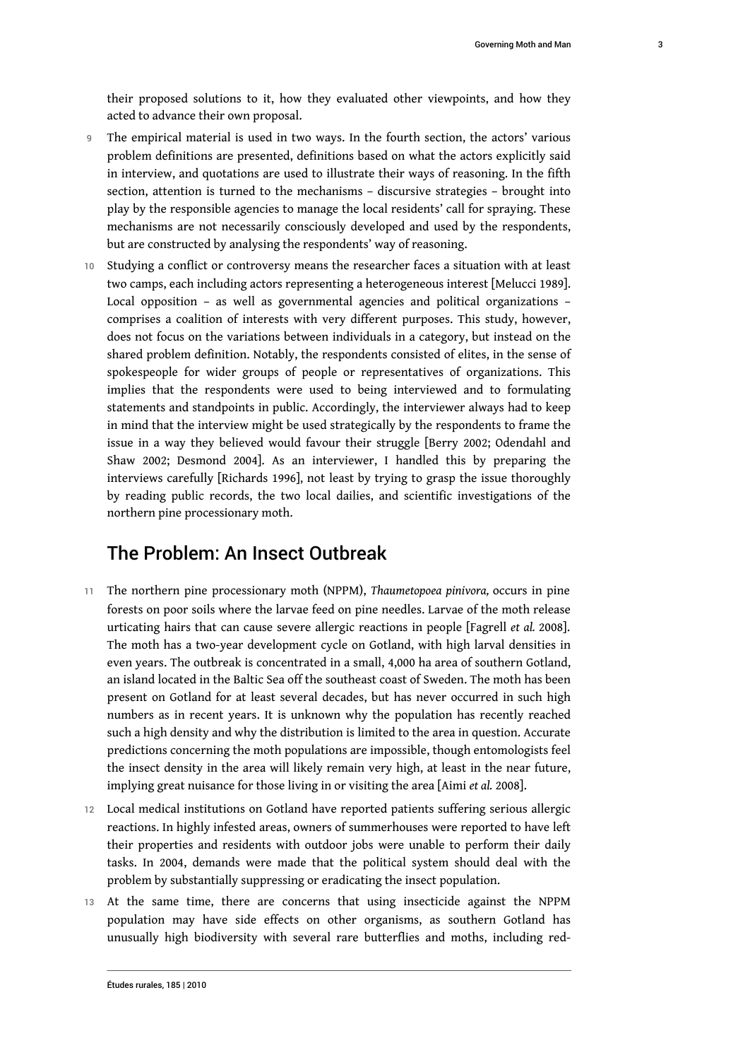their proposed solutions to it, how they evaluated other viewpoints, and how they acted to advance their own proposal.

9 The empirical material is used in two ways. In the fourth section, the actors' various problem definitions are presented, definitions based on what the actors explicitly said in interview, and quotations are used to illustrate their ways of reasoning. In the fifth section, attention is turned to the mechanisms – discursive strategies – brought into play by the responsible agencies to manage the local residents' call for spraying. These mechanisms are not necessarily consciously developed and used by the respondents, but are constructed by analysing the respondents' way of reasoning.

10 Studying a conflict or controversy means the researcher faces a situation with at least two camps, each including actors representing a heterogeneous interest [Melucci 1989]. Local opposition – as well as governmental agencies and political organizations – comprises a coalition of interests with very different purposes. This study, however, does not focus on the variations between individuals in a category, but instead on the shared problem definition. Notably, the respondents consisted of elites, in the sense of spokespeople for wider groups of people or representatives of organizations. This implies that the respondents were used to being interviewed and to formulating statements and standpoints in public. Accordingly, the interviewer always had to keep in mind that the interview might be used strategically by the respondents to frame the issue in a way they believed would favour their struggle [Berry 2002; Odendahl and Shaw 2002; Desmond 2004]. As an interviewer, I handled this by preparing the interviews carefully [Richards 1996], not least by trying to grasp the issue thoroughly by reading public records, the two local dailies, and scientific investigations of the northern pine processionary moth.

## The Problem: An Insect Outbreak

11 The northern pine processionary moth (NPPM), *Thaumetopoea pinivora,* occurs in pine forests on poor soils where the larvae feed on pine needles. Larvae of the moth release urticating hairs that can cause severe allergic reactions in people [Fagrell *et al.* 2008]. The moth has a two-year development cycle on Gotland, with high larval densities in even years. The outbreak is concentrated in a small, 4,000 ha area of southern Gotland, an island located in the Baltic Sea off the southeast coast of Sweden. The moth has been present on Gotland for at least several decades, but has never occurred in such high numbers as in recent years. It is unknown why the population has recently reached such a high density and why the distribution is limited to the area in question. Accurate predictions concerning the moth populations are impossible, though entomologists feel the insect density in the area will likely remain very high, at least in the near future, implying great nuisance for those living in or visiting the area [Aimi *et al.* 2008].

12 Local medical institutions on Gotland have reported patients suffering serious allergic reactions. In highly infested areas, owners of summerhouses were reported to have left their properties and residents with outdoor jobs were unable to perform their daily tasks. In 2004, demands were made that the political system should deal with the problem by substantially suppressing or eradicating the insect population.

13 At the same time, there are concerns that using insecticide against the NPPM population may have side effects on other organisms, as southern Gotland has unusually high biodiversity with several rare butterflies and moths, including red-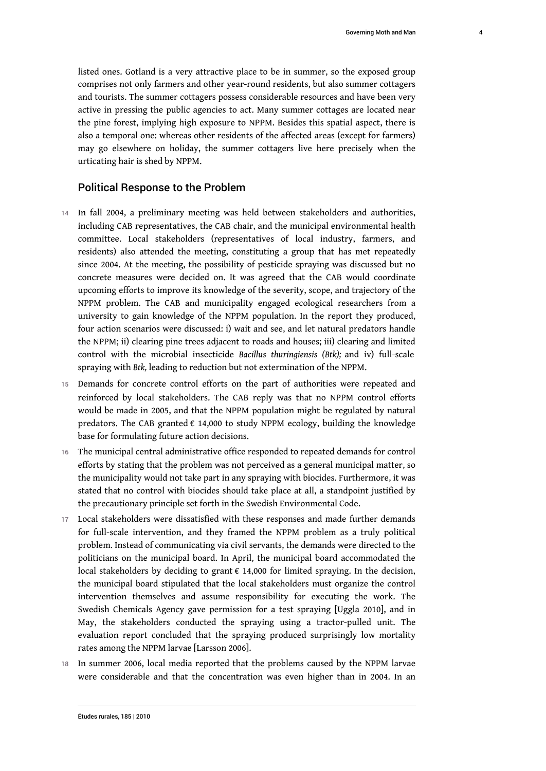listed ones. Gotland is a very attractive place to be in summer, so the exposed group comprises not only farmers and other year-round residents, but also summer cottagers and tourists. The summer cottagers possess considerable resources and have been very active in pressing the public agencies to act. Many summer cottages are located near the pine forest, implying high exposure to NPPM. Besides this spatial aspect, there is also a temporal one: whereas other residents of the affected areas (except for farmers) may go elsewhere on holiday, the summer cottagers live here precisely when the urticating hair is shed by NPPM.

## Political Response to the Problem

14 In fall 2004, a preliminary meeting was held between stakeholders and authorities, including CAB representatives, the CAB chair, and the municipal environmental health committee. Local stakeholders (representatives of local industry, farmers, and residents) also attended the meeting, constituting a group that has met repeatedly since 2004. At the meeting, the possibility of pesticide spraying was discussed but no concrete measures were decided on. It was agreed that the CAB would coordinate upcoming efforts to improve its knowledge of the severity, scope, and trajectory of the NPPM problem. The CAB and municipality engaged ecological researchers from a university to gain knowledge of the NPPM population. In the report they produced, four action scenarios were discussed: i) wait and see, and let natural predators handle the NPPM; ii) clearing pine trees adjacent to roads and houses; iii) clearing and limited control with the microbial insecticide *Bacillus thuringiensis (Btk);* and iv) full-scale spraying with *Btk,* leading to reduction but not extermination of the NPPM.

15 Demands for concrete control efforts on the part of authorities were repeated and reinforced by local stakeholders. The CAB reply was that no NPPM control efforts would be made in 2005, and that the NPPM population might be regulated by natural predators. The CAB granted € 14,000 to study NPPM ecology, building the knowledge base for formulating future action decisions.

16 The municipal central administrative office responded to repeated demands for control efforts by stating that the problem was not perceived as a general municipal matter, so the municipality would not take part in any spraying with biocides. Furthermore, it was stated that no control with biocides should take place at all, a standpoint justified by the precautionary principle set forth in the Swedish Environmental Code.

17 Local stakeholders were dissatisfied with these responses and made further demands for full-scale intervention, and they framed the NPPM problem as a truly political problem. Instead of communicating via civil servants, the demands were directed to the politicians on the municipal board. In April, the municipal board accommodated the local stakeholders by deciding to grant € 14,000 for limited spraying. In the decision, the municipal board stipulated that the local stakeholders must organize the control intervention themselves and assume responsibility for executing the work. The Swedish Chemicals Agency gave permission for a test spraying [Uggla 2010], and in May, the stakeholders conducted the spraying using a tractor-pulled unit. The evaluation report concluded that the spraying produced surprisingly low mortality rates among the NPPM larvae [Larsson 2006].

18 In summer 2006, local media reported that the problems caused by the NPPM larvae were considerable and that the concentration was even higher than in 2004. In an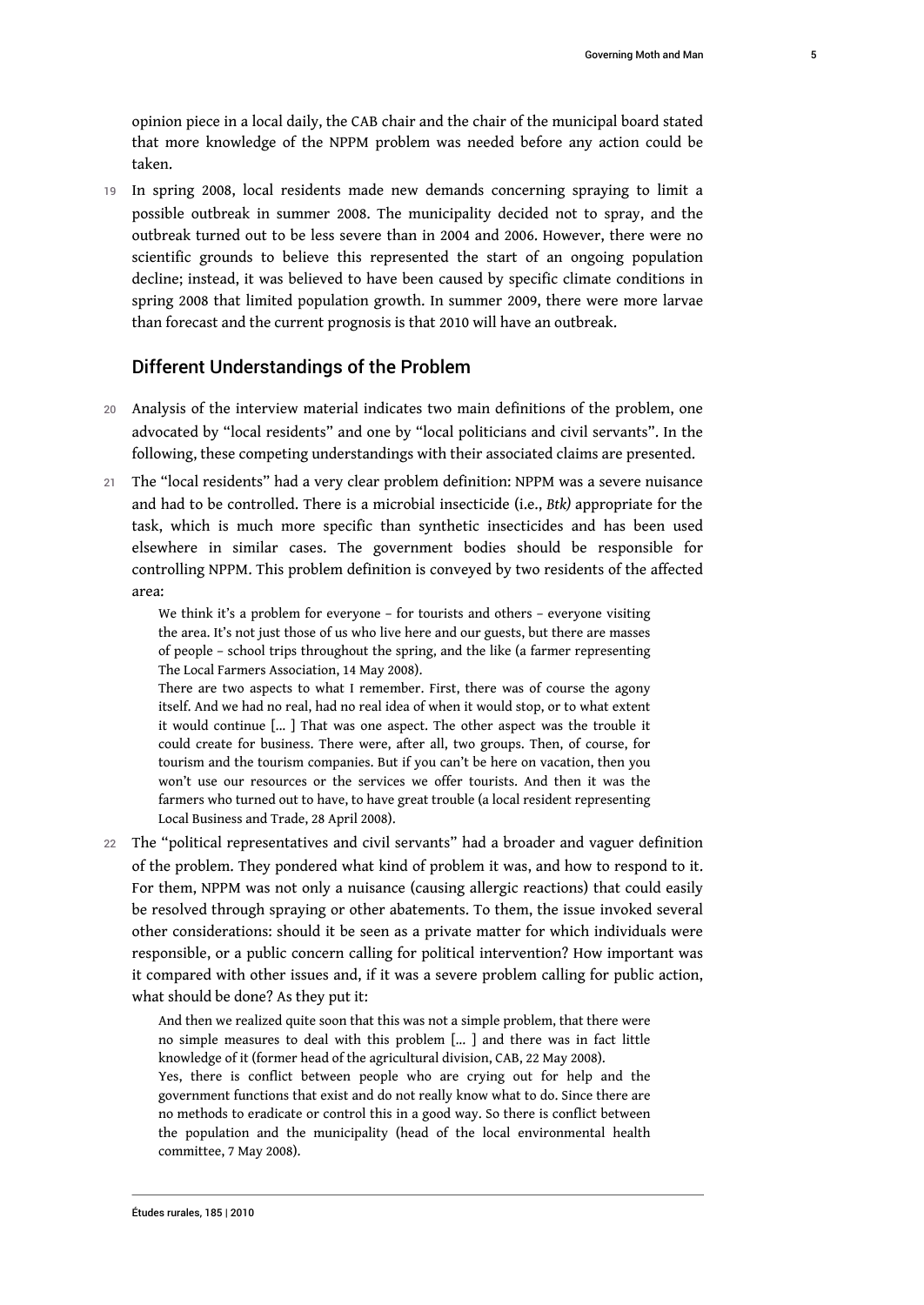opinion piece in a local daily, the CAB chair and the chair of the municipal board stated that more knowledge of the NPPM problem was needed before any action could be taken.

19 In spring 2008, local residents made new demands concerning spraying to limit a possible outbreak in summer 2008. The municipality decided not to spray, and the outbreak turned out to be less severe than in 2004 and 2006. However, there were no scientific grounds to believe this represented the start of an ongoing population decline; instead, it was believed to have been caused by specific climate conditions in spring 2008 that limited population growth. In summer 2009, there were more larvae than forecast and the current prognosis is that 2010 will have an outbreak.

## Different Understandings of the Problem

20 Analysis of the interview material indicates two main definitions of the problem, one advocated by "local residents" and one by "local politicians and civil servants". In the following, these competing understandings with their associated claims are presented.

21 The "local residents" had a very clear problem definition: NPPM was a severe nuisance and had to be controlled. There is a microbial insecticide (i.e., *Btk)* appropriate for the task, which is much more specific than synthetic insecticides and has been used elsewhere in similar cases. The government bodies should be responsible for controlling NPPM. This problem definition is conveyed by two residents of the affected area:

> We think it's a problem for everyone – for tourists and others – everyone visiting the area. It's not just those of us who live here and our guests, but there are masses of people – school trips throughout the spring, and the like (a farmer representing The Local Farmers Association, 14 May 2008).
>
> There are two aspects to what I remember. First, there was of course the agony itself. And we had no real, had no real idea of when it would stop, or to what extent it would continue [... ] That was one aspect. The other aspect was the trouble it could create for business. There were, after all, two groups. Then, of course, for tourism and the tourism companies. But if you can't be here on vacation, then you won't use our resources or the services we offer tourists. And then it was the farmers who turned out to have, to have great trouble (a local resident representing Local Business and Trade, 28 April 2008).

22 The "political representatives and civil servants" had a broader and vaguer definition of the problem. They pondered what kind of problem it was, and how to respond to it. For them, NPPM was not only a nuisance (causing allergic reactions) that could easily be resolved through spraying or other abatements. To them, the issue invoked several other considerations: should it be seen as a private matter for which individuals were responsible, or a public concern calling for political intervention? How important was it compared with other issues and, if it was a severe problem calling for public action, what should be done? As they put it:

> And then we realized quite soon that this was not a simple problem, that there were no simple measures to deal with this problem [... ] and there was in fact little knowledge of it (former head of the agricultural division, CAB, 22 May 2008).
>
> Yes, there is conflict between people who are crying out for help and the government functions that exist and do not really know what to do. Since there are no methods to eradicate or control this in a good way. So there is conflict between the population and the municipality (head of the local environmental health committee, 7 May 2008).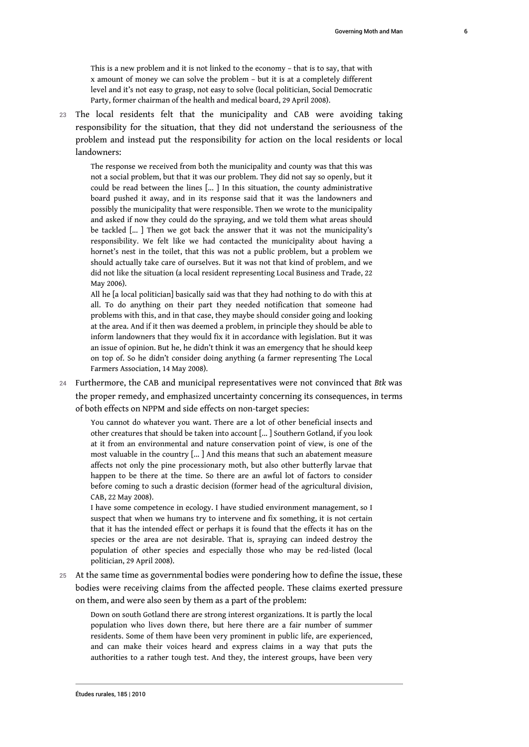> This is a new problem and it is not linked to the economy – that is to say, that with x amount of money we can solve the problem – but it is at a completely different level and it's not easy to grasp, not easy to solve (local politician, Social Democratic Party, former chairman of the health and medical board, 29 April 2008).

23 The local residents felt that the municipality and CAB were avoiding taking responsibility for the situation, that they did not understand the seriousness of the problem and instead put the responsibility for action on the local residents or local landowners:

> The response we received from both the municipality and county was that this was not a social problem, but that it was our problem. They did not say so openly, but it could be read between the lines [... ] In this situation, the county administrative board pushed it away, and in its response said that it was the landowners and possibly the municipality that were responsible. Then we wrote to the municipality and asked if now they could do the spraying, and we told them what areas should be tackled [... ] Then we got back the answer that it was not the municipality's responsibility. We felt like we had contacted the municipality about having a hornet's nest in the toilet, that this was not a public problem, but a problem we should actually take care of ourselves. But it was not that kind of problem, and we did not like the situation (a local resident representing Local Business and Trade, 22 May 2006).
>
> All he [a local politician] basically said was that they had nothing to do with this at all. To do anything on their part they needed notification that someone had problems with this, and in that case, they maybe should consider going and looking at the area. And if it then was deemed a problem, in principle they should be able to inform landowners that they would fix it in accordance with legislation. But it was an issue of opinion. But he, he didn't think it was an emergency that he should keep on top of. So he didn't consider doing anything (a farmer representing The Local Farmers Association, 14 May 2008).

24 Furthermore, the CAB and municipal representatives were not convinced that *Btk* was the proper remedy, and emphasized uncertainty concerning its consequences, in terms of both effects on NPPM and side effects on non-target species:

> You cannot do whatever you want. There are a lot of other beneficial insects and other creatures that should be taken into account [... ] Southern Gotland, if you look at it from an environmental and nature conservation point of view, is one of the most valuable in the country [... ] And this means that such an abatement measure affects not only the pine processionary moth, but also other butterfly larvae that happen to be there at the time. So there are an awful lot of factors to consider before coming to such a drastic decision (former head of the agricultural division, CAB, 22 May 2008).
>
> I have some competence in ecology. I have studied environment management, so I suspect that when we humans try to intervene and fix something, it is not certain that it has the intended effect or perhaps it is found that the effects it has on the species or the area are not desirable. That is, spraying can indeed destroy the population of other species and especially those who may be red-listed (local politician, 29 April 2008).

25 At the same time as governmental bodies were pondering how to define the issue, these bodies were receiving claims from the affected people. These claims exerted pressure on them, and were also seen by them as a part of the problem:

> Down on south Gotland there are strong interest organizations. It is partly the local population who lives down there, but here there are a fair number of summer residents. Some of them have been very prominent in public life, are experienced, and can make their voices heard and express claims in a way that puts the authorities to a rather tough test. And they, the interest groups, have been very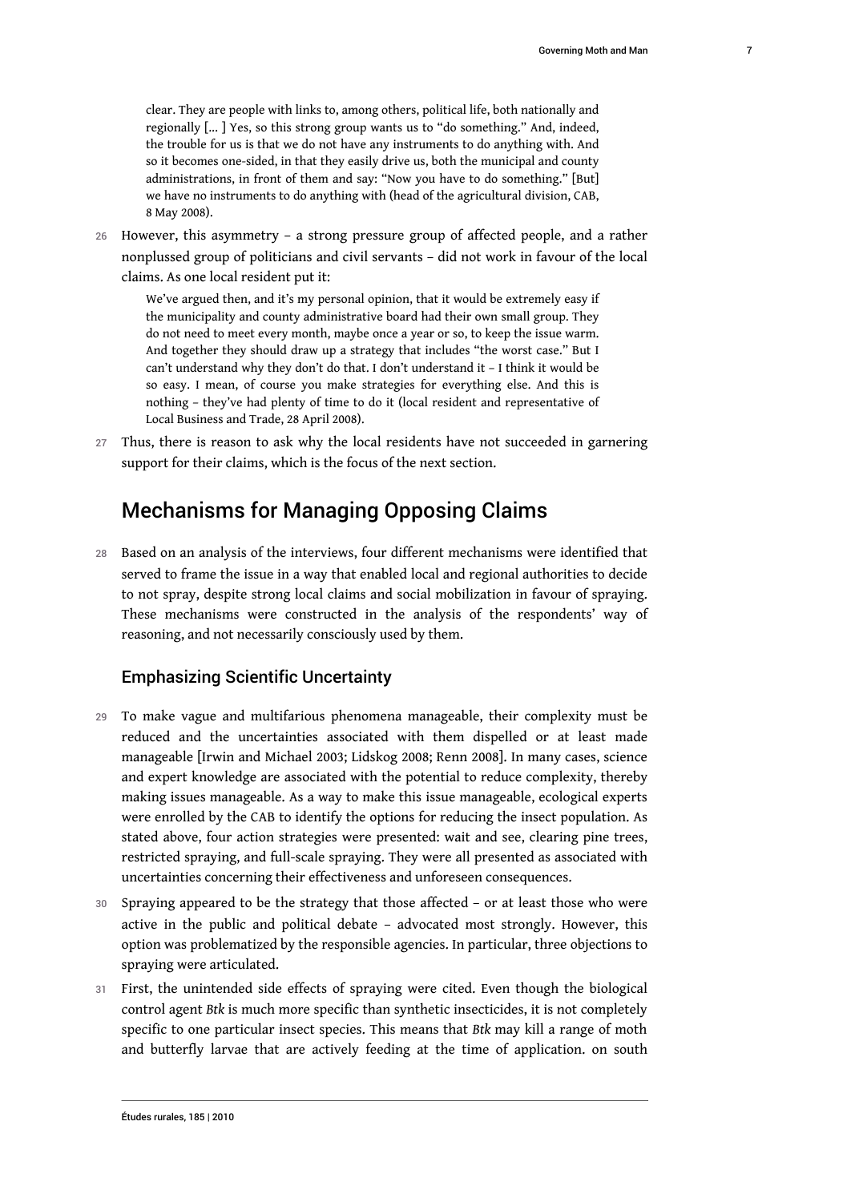> clear. They are people with links to, among others, political life, both nationally and regionally [... ] Yes, so this strong group wants us to "do something." And, indeed, the trouble for us is that we do not have any instruments to do anything with. And so it becomes one-sided, in that they easily drive us, both the municipal and county administrations, in front of them and say: "Now you have to do something." [But] we have no instruments to do anything with (head of the agricultural division, CAB, 8 May 2008).

26 However, this asymmetry – a strong pressure group of affected people, and a rather nonplussed group of politicians and civil servants – did not work in favour of the local claims. As one local resident put it:

> We've argued then, and it's my personal opinion, that it would be extremely easy if the municipality and county administrative board had their own small group. They do not need to meet every month, maybe once a year or so, to keep the issue warm. And together they should draw up a strategy that includes "the worst case." But I can't understand why they don't do that. I don't understand it – I think it would be so easy. I mean, of course you make strategies for everything else. And this is nothing – they've had plenty of time to do it (local resident and representative of Local Business and Trade, 28 April 2008).

27 Thus, there is reason to ask why the local residents have not succeeded in garnering support for their claims, which is the focus of the next section.

## Mechanisms for Managing Opposing Claims

28 Based on an analysis of the interviews, four different mechanisms were identified that served to frame the issue in a way that enabled local and regional authorities to decide to not spray, despite strong local claims and social mobilization in favour of spraying. These mechanisms were constructed in the analysis of the respondents' way of reasoning, and not necessarily consciously used by them.

### Emphasizing Scientific Uncertainty

29 To make vague and multifarious phenomena manageable, their complexity must be reduced and the uncertainties associated with them dispelled or at least made manageable [Irwin and Michael 2003; Lidskog 2008; Renn 2008]. In many cases, science and expert knowledge are associated with the potential to reduce complexity, thereby making issues manageable. As a way to make this issue manageable, ecological experts were enrolled by the CAB to identify the options for reducing the insect population. As stated above, four action strategies were presented: wait and see, clearing pine trees, restricted spraying, and full-scale spraying. They were all presented as associated with uncertainties concerning their effectiveness and unforeseen consequences.

30 Spraying appeared to be the strategy that those affected – or at least those who were active in the public and political debate – advocated most strongly. However, this option was problematized by the responsible agencies. In particular, three objections to spraying were articulated.

31 First, the unintended side effects of spraying were cited. Even though the biological control agent *Btk* is much more specific than synthetic insecticides, it is not completely specific to one particular insect species. This means that *Btk* may kill a range of moth and butterfly larvae that are actively feeding at the time of application. on south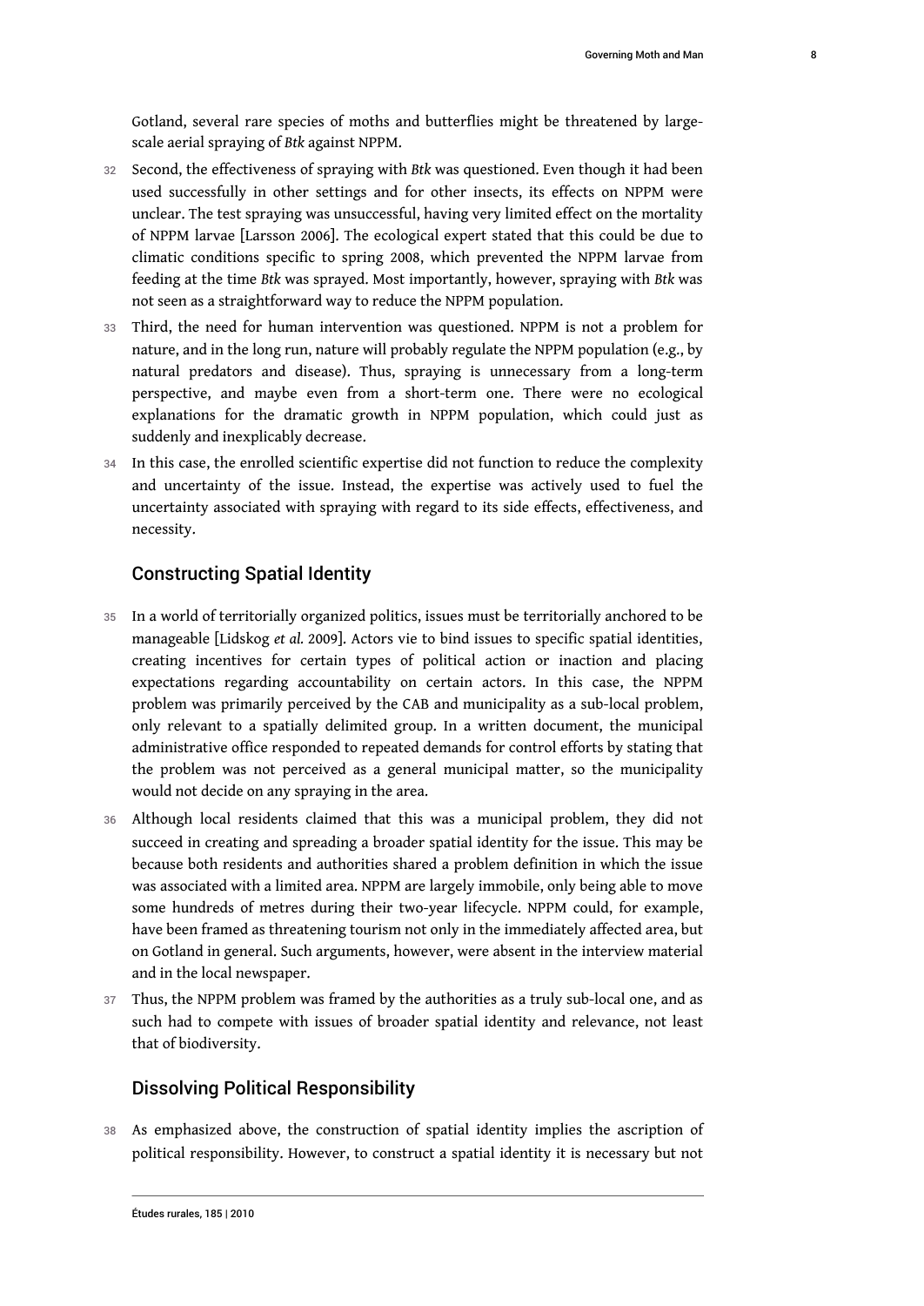Gotland, several rare species of moths and butterflies might be threatened by large-scale aerial spraying of *Btk* against NPPM.

32 Second, the effectiveness of spraying with *Btk* was questioned. Even though it had been used successfully in other settings and for other insects, its effects on NPPM were unclear. The test spraying was unsuccessful, having very limited effect on the mortality of NPPM larvae [Larsson 2006]. The ecological expert stated that this could be due to climatic conditions specific to spring 2008, which prevented the NPPM larvae from feeding at the time *Btk* was sprayed. Most importantly, however, spraying with *Btk* was not seen as a straightforward way to reduce the NPPM population.

33 Third, the need for human intervention was questioned. NPPM is not a problem for nature, and in the long run, nature will probably regulate the NPPM population (e.g., by natural predators and disease). Thus, spraying is unnecessary from a long-term perspective, and maybe even from a short-term one. There were no ecological explanations for the dramatic growth in NPPM population, which could just as suddenly and inexplicably decrease.

34 In this case, the enrolled scientific expertise did not function to reduce the complexity and uncertainty of the issue. Instead, the expertise was actively used to fuel the uncertainty associated with spraying with regard to its side effects, effectiveness, and necessity.

## Constructing Spatial Identity

35 In a world of territorially organized politics, issues must be territorially anchored to be manageable [Lidskog *et al.* 2009]. Actors vie to bind issues to specific spatial identities, creating incentives for certain types of political action or inaction and placing expectations regarding accountability on certain actors. In this case, the NPPM problem was primarily perceived by the CAB and municipality as a sub-local problem, only relevant to a spatially delimited group. In a written document, the municipal administrative office responded to repeated demands for control efforts by stating that the problem was not perceived as a general municipal matter, so the municipality would not decide on any spraying in the area.

36 Although local residents claimed that this was a municipal problem, they did not succeed in creating and spreading a broader spatial identity for the issue. This may be because both residents and authorities shared a problem definition in which the issue was associated with a limited area. NPPM are largely immobile, only being able to move some hundreds of metres during their two-year lifecycle. NPPM could, for example, have been framed as threatening tourism not only in the immediately affected area, but on Gotland in general. Such arguments, however, were absent in the interview material and in the local newspaper.

37 Thus, the NPPM problem was framed by the authorities as a truly sub-local one, and as such had to compete with issues of broader spatial identity and relevance, not least that of biodiversity.

## Dissolving Political Responsibility

38 As emphasized above, the construction of spatial identity implies the ascription of political responsibility. However, to construct a spatial identity it is necessary but not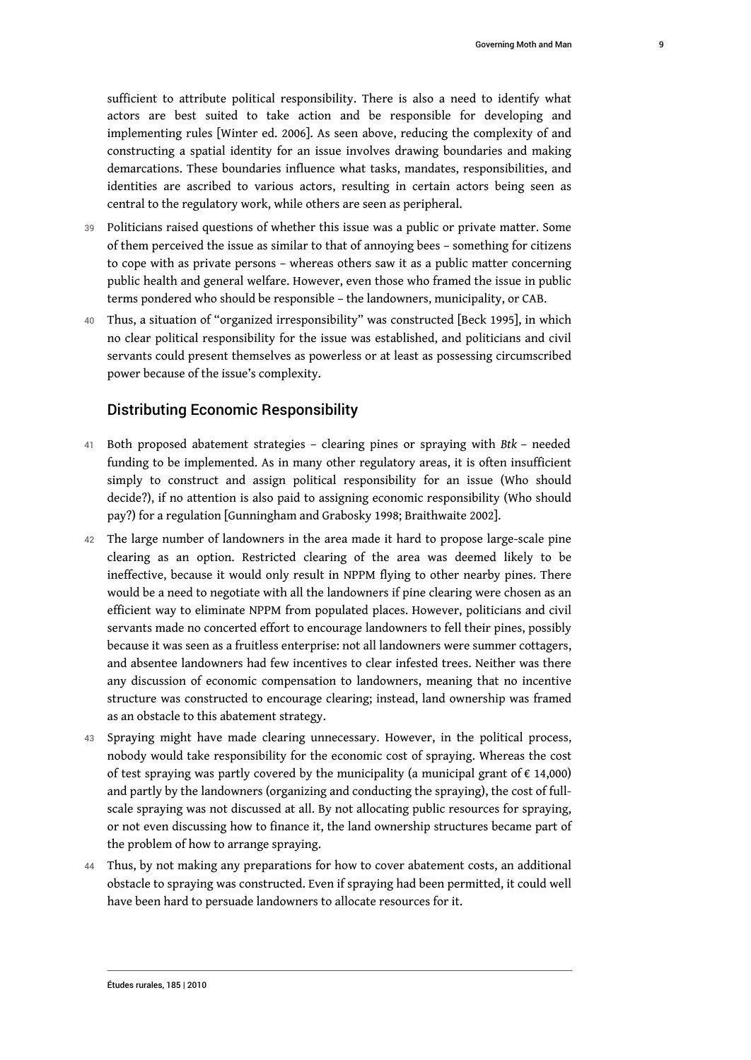sufficient to attribute political responsibility. There is also a need to identify what actors are best suited to take action and be responsible for developing and implementing rules [Winter ed. 2006]. As seen above, reducing the complexity of and constructing a spatial identity for an issue involves drawing boundaries and making demarcations. These boundaries influence what tasks, mandates, responsibilities, and identities are ascribed to various actors, resulting in certain actors being seen as central to the regulatory work, while others are seen as peripheral.

39 Politicians raised questions of whether this issue was a public or private matter. Some of them perceived the issue as similar to that of annoying bees – something for citizens to cope with as private persons – whereas others saw it as a public matter concerning public health and general welfare. However, even those who framed the issue in public terms pondered who should be responsible – the landowners, municipality, or CAB.

40 Thus, a situation of "organized irresponsibility" was constructed [Beck 1995], in which no clear political responsibility for the issue was established, and politicians and civil servants could present themselves as powerless or at least as possessing circumscribed power because of the issue's complexity.

## Distributing Economic Responsibility

41 Both proposed abatement strategies – clearing pines or spraying with *Btk* – needed funding to be implemented. As in many other regulatory areas, it is often insufficient simply to construct and assign political responsibility for an issue (Who should decide?), if no attention is also paid to assigning economic responsibility (Who should pay?) for a regulation [Gunningham and Grabosky 1998; Braithwaite 2002].

42 The large number of landowners in the area made it hard to propose large-scale pine clearing as an option. Restricted clearing of the area was deemed likely to be ineffective, because it would only result in NPPM flying to other nearby pines. There would be a need to negotiate with all the landowners if pine clearing were chosen as an efficient way to eliminate NPPM from populated places. However, politicians and civil servants made no concerted effort to encourage landowners to fell their pines, possibly because it was seen as a fruitless enterprise: not all landowners were summer cottagers, and absentee landowners had few incentives to clear infested trees. Neither was there any discussion of economic compensation to landowners, meaning that no incentive structure was constructed to encourage clearing; instead, land ownership was framed as an obstacle to this abatement strategy.

43 Spraying might have made clearing unnecessary. However, in the political process, nobody would take responsibility for the economic cost of spraying. Whereas the cost of test spraying was partly covered by the municipality (a municipal grant of € 14,000) and partly by the landowners (organizing and conducting the spraying), the cost of full-scale spraying was not discussed at all. By not allocating public resources for spraying, or not even discussing how to finance it, the land ownership structures became part of the problem of how to arrange spraying.

44 Thus, by not making any preparations for how to cover abatement costs, an additional obstacle to spraying was constructed. Even if spraying had been permitted, it could well have been hard to persuade landowners to allocate resources for it.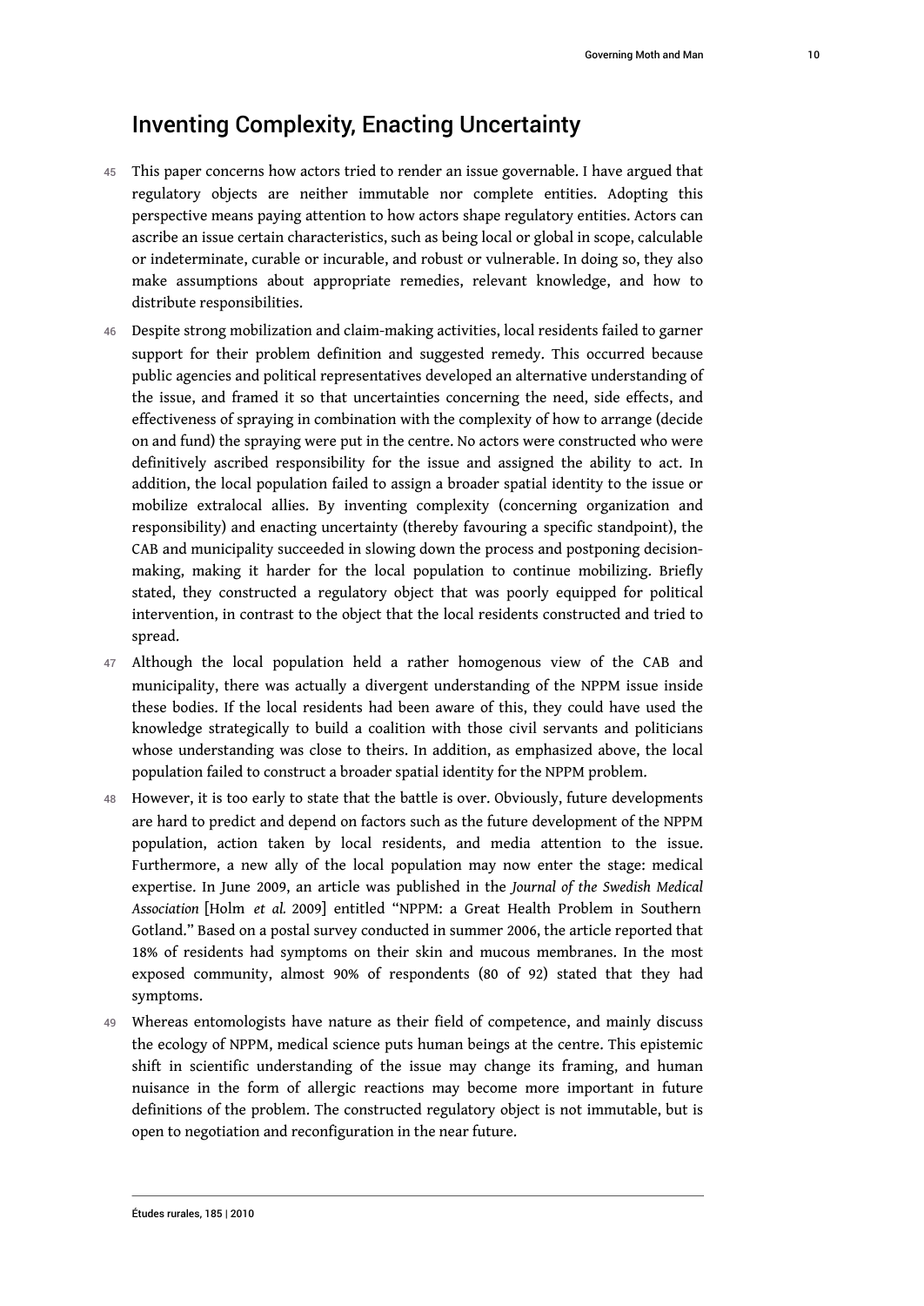## Inventing Complexity, Enacting Uncertainty

45 This paper concerns how actors tried to render an issue governable. I have argued that regulatory objects are neither immutable nor complete entities. Adopting this perspective means paying attention to how actors shape regulatory entities. Actors can ascribe an issue certain characteristics, such as being local or global in scope, calculable or indeterminate, curable or incurable, and robust or vulnerable. In doing so, they also make assumptions about appropriate remedies, relevant knowledge, and how to distribute responsibilities.

46 Despite strong mobilization and claim-making activities, local residents failed to garner support for their problem definition and suggested remedy. This occurred because public agencies and political representatives developed an alternative understanding of the issue, and framed it so that uncertainties concerning the need, side effects, and effectiveness of spraying in combination with the complexity of how to arrange (decide on and fund) the spraying were put in the centre. No actors were constructed who were definitively ascribed responsibility for the issue and assigned the ability to act. In addition, the local population failed to assign a broader spatial identity to the issue or mobilize extralocal allies. By inventing complexity (concerning organization and responsibility) and enacting uncertainty (thereby favouring a specific standpoint), the CAB and municipality succeeded in slowing down the process and postponing decision-making, making it harder for the local population to continue mobilizing. Briefly stated, they constructed a regulatory object that was poorly equipped for political intervention, in contrast to the object that the local residents constructed and tried to spread.

47 Although the local population held a rather homogenous view of the CAB and municipality, there was actually a divergent understanding of the NPPM issue inside these bodies. If the local residents had been aware of this, they could have used the knowledge strategically to build a coalition with those civil servants and politicians whose understanding was close to theirs. In addition, as emphasized above, the local population failed to construct a broader spatial identity for the NPPM problem.

48 However, it is too early to state that the battle is over. Obviously, future developments are hard to predict and depend on factors such as the future development of the NPPM population, action taken by local residents, and media attention to the issue. Furthermore, a new ally of the local population may now enter the stage: medical expertise. In June 2009, an article was published in the *Journal of the Swedish Medical Association* [Holm *et al.* 2009] entitled "NPPM: a Great Health Problem in Southern Gotland." Based on a postal survey conducted in summer 2006, the article reported that 18% of residents had symptoms on their skin and mucous membranes. In the most exposed community, almost 90% of respondents (80 of 92) stated that they had symptoms.

49 Whereas entomologists have nature as their field of competence, and mainly discuss the ecology of NPPM, medical science puts human beings at the centre. This epistemic shift in scientific understanding of the issue may change its framing, and human nuisance in the form of allergic reactions may become more important in future definitions of the problem. The constructed regulatory object is not immutable, but is open to negotiation and reconfiguration in the near future.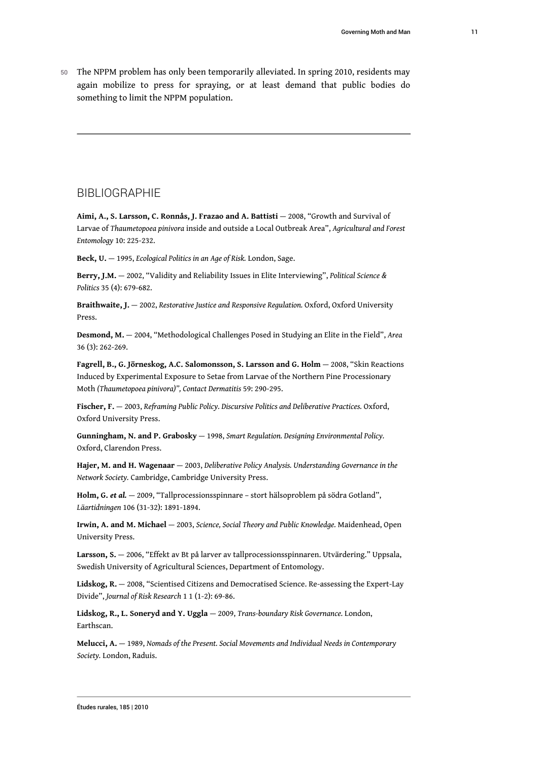50 The NPPM problem has only been temporarily alleviated. In spring 2010, residents may again mobilize to press for spraying, or at least demand that public bodies do something to limit the NPPM population.

---

## BIBLIOGRAPHIE

**Aimi, A., S. Larsson, C. Ronnås, J. Frazao and A. Battisti** — 2008, "Growth and Survival of Larvae of *Thaumetopoea pinivora* inside and outside a Local Outbreak Area", *Agricultural and Forest Entomology* 10: 225-232.

**Beck, U.** — 1995, *Ecological Politics in an Age of Risk.* London, Sage.

**Berry, J.M.** — 2002, "Validity and Reliability Issues in Elite Interviewing", *Political Science & Politics* 35 (4): 679-682.

**Braithwaite, J.** — 2002, *Restorative Justice and Responsive Regulation.* Oxford, Oxford University Press.

**Desmond, M.** — 2004, "Methodological Challenges Posed in Studying an Elite in the Field", *Area* 36 (3): 262-269.

**Fagrell, B., G. Jörneskog, A.C. Salomonsson, S. Larsson and G. Holm** — 2008, "Skin Reactions Induced by Experimental Exposure to Setae from Larvae of the Northern Pine Processionary Moth *(Thaumetopoea pinivora)", Contact Dermatitis* 59: 290-295.

**Fischer, F.** — 2003, *Reframing Public Policy. Discursive Politics and Deliberative Practices.* Oxford, Oxford University Press.

**Gunningham, N. and P. Grabosky** — 1998, *Smart Regulation. Designing Environmental Policy.* Oxford, Clarendon Press.

**Hajer, M. and H. Wagenaar** — 2003, *Deliberative Policy Analysis. Understanding Governance in the Network Society.* Cambridge, Cambridge University Press.

**Holm, G.** ***et al.*** — 2009, "Tallprocessionsspinnare – stort hälsoproblem på södra Gotland", *Läartidningen* 106 (31-32): 1891-1894.

**Irwin, A. and M. Michael** — 2003, *Science, Social Theory and Public Knowledge.* Maidenhead, Open University Press.

**Larsson, S.** — 2006, "Effekt av Bt på larver av tallprocessionsspinnaren. Utvärdering." Uppsala, Swedish University of Agricultural Sciences, Department of Entomology.

**Lidskog, R.** — 2008, "Scientised Citizens and Democratised Science. Re-assessing the Expert-Lay Divide", *Journal of Risk Research* 1 1 (1-2): 69-86.

**Lidskog, R., L. Soneryd and Y. Uggla** — 2009, *Trans-boundary Risk Governance.* London, Earthscan.

**Melucci, A.** — 1989, *Nomads of the Present. Social Movements and Individual Needs in Contemporary Society.* London, Raduis.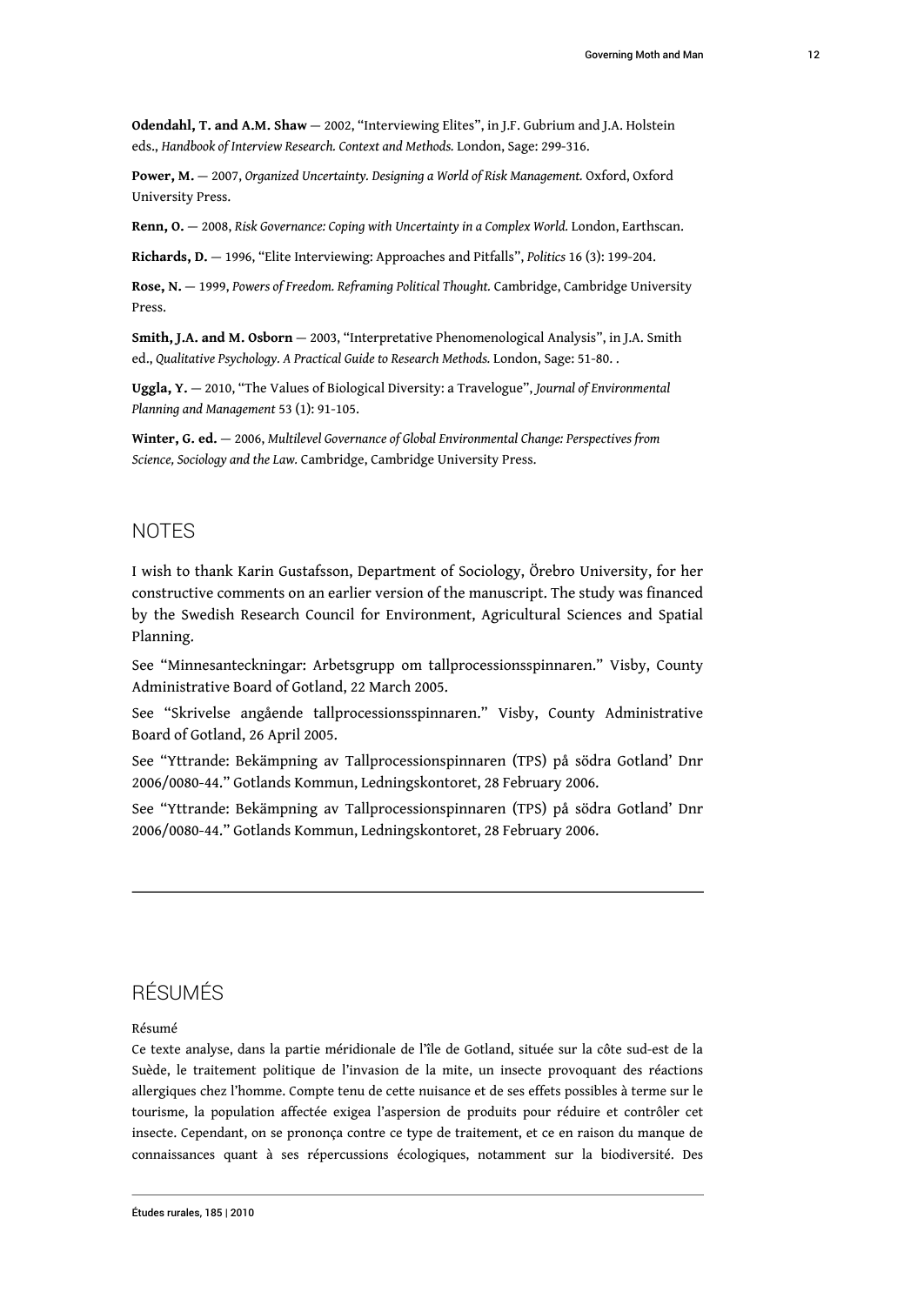**Odendahl, T. and A.M. Shaw** — 2002, “Interviewing Elites”, in J.F. Gubrium and J.A. Holstein eds., *Handbook of Interview Research. Context and Methods.* London, Sage: 299-316.

**Power, M.** — 2007, *Organized Uncertainty. Designing a World of Risk Management.* Oxford, Oxford University Press.

**Renn, O.** — 2008, *Risk Governance: Coping with Uncertainty in a Complex World.* London, Earthscan.

**Richards, D.** — 1996, “Elite Interviewing: Approaches and Pitfalls”, *Politics* 16 (3): 199-204.

**Rose, N.** — 1999, *Powers of Freedom. Reframing Political Thought.* Cambridge, Cambridge University Press.

**Smith, J.A. and M. Osborn** — 2003, “Interpretative Phenomenological Analysis”, in J.A. Smith ed., *Qualitative Psychology. A Practical Guide to Research Methods.* London, Sage: 51-80. .

**Uggla, Y.** — 2010, “The Values of Biological Diversity: a Travelogue”, *Journal of Environmental Planning and Management* 53 (1): 91-105.

**Winter, G. ed.** — 2006, *Multilevel Governance of Global Environmental Change: Perspectives from Science, Sociology and the Law.* Cambridge, Cambridge University Press.

## NOTES

I wish to thank Karin Gustafsson, Department of Sociology, Örebro University, for her constructive comments on an earlier version of the manuscript. The study was financed by the Swedish Research Council for Environment, Agricultural Sciences and Spatial Planning.

See “Minnesanteckningar: Arbetsgrupp om tallprocessionsspinnaren.” Visby, County Administrative Board of Gotland, 22 March 2005.

See “Skrivelse angående tallprocessionsspinnaren.” Visby, County Administrative Board of Gotland, 26 April 2005.

See “Yttrande: Bekämpning av Tallprocessionspinnaren (TPS) på södra Gotland’ Dnr 2006/0080-44.” Gotlands Kommun, Ledningskontoret, 28 February 2006.

See “Yttrande: Bekämpning av Tallprocessionspinnaren (TPS) på södra Gotland’ Dnr 2006/0080-44.” Gotlands Kommun, Ledningskontoret, 28 February 2006.

## RÉSUMÉS

Résumé

Ce texte analyse, dans la partie méridionale de l’île de Gotland, située sur la côte sud-est de la Suède, le traitement politique de l’invasion de la mite, un insecte provoquant des réactions allergiques chez l’homme. Compte tenu de cette nuisance et de ses effets possibles à terme sur le tourisme, la population affectée exigea l’aspersion de produits pour réduire et contrôler cet insecte. Cependant, on se prononça contre ce type de traitement, et ce en raison du manque de connaissances quant à ses répercussions écologiques, notamment sur la biodiversité. Des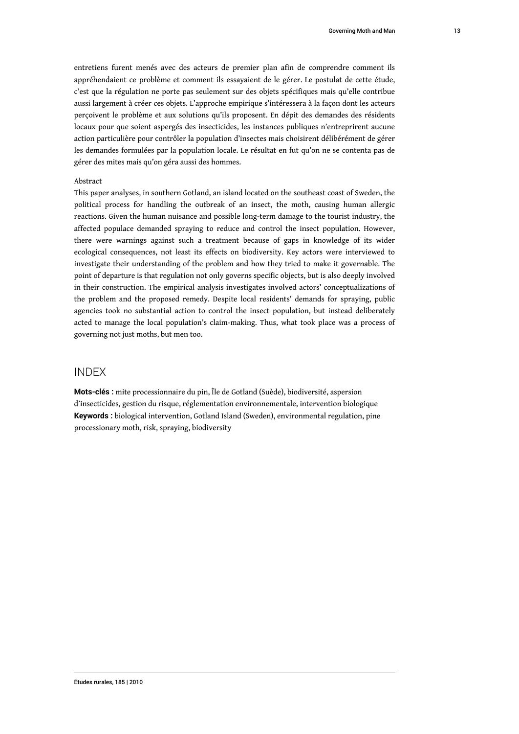entretiens furent menés avec des acteurs de premier plan afin de comprendre comment ils appréhendaient ce problème et comment ils essayaient de le gérer. Le postulat de cette étude, c'est que la régulation ne porte pas seulement sur des objets spécifiques mais qu'elle contribue aussi largement à créer ces objets. L'approche empirique s'intéressera à la façon dont les acteurs perçoivent le problème et aux solutions qu'ils proposent. En dépit des demandes des résidents locaux pour que soient aspergés des insecticides, les instances publiques n'entreprirent aucune action particulière pour contrôler la population d'insectes mais choisirent délibérément de gérer les demandes formulées par la population locale. Le résultat en fut qu'on ne se contenta pas de gérer des mites mais qu'on géra aussi des hommes.

Abstract

This paper analyses, in southern Gotland, an island located on the southeast coast of Sweden, the political process for handling the outbreak of an insect, the moth, causing human allergic reactions. Given the human nuisance and possible long-term damage to the tourist industry, the affected populace demanded spraying to reduce and control the insect population. However, there were warnings against such a treatment because of gaps in knowledge of its wider ecological consequences, not least its effects on biodiversity. Key actors were interviewed to investigate their understanding of the problem and how they tried to make it governable. The point of departure is that regulation not only governs specific objects, but is also deeply involved in their construction. The empirical analysis investigates involved actors' conceptualizations of the problem and the proposed remedy. Despite local residents' demands for spraying, public agencies took no substantial action to control the insect population, but instead deliberately acted to manage the local population's claim-making. Thus, what took place was a process of governing not just moths, but men too.

## INDEX

**Mots-clés :** mite processionnaire du pin, Île de Gotland (Suède), biodiversité, aspersion d'insecticides, gestion du risque, réglementation environnementale, intervention biologique
**Keywords :** biological intervention, Gotland Island (Sweden), environmental regulation, pine processionary moth, risk, spraying, biodiversity